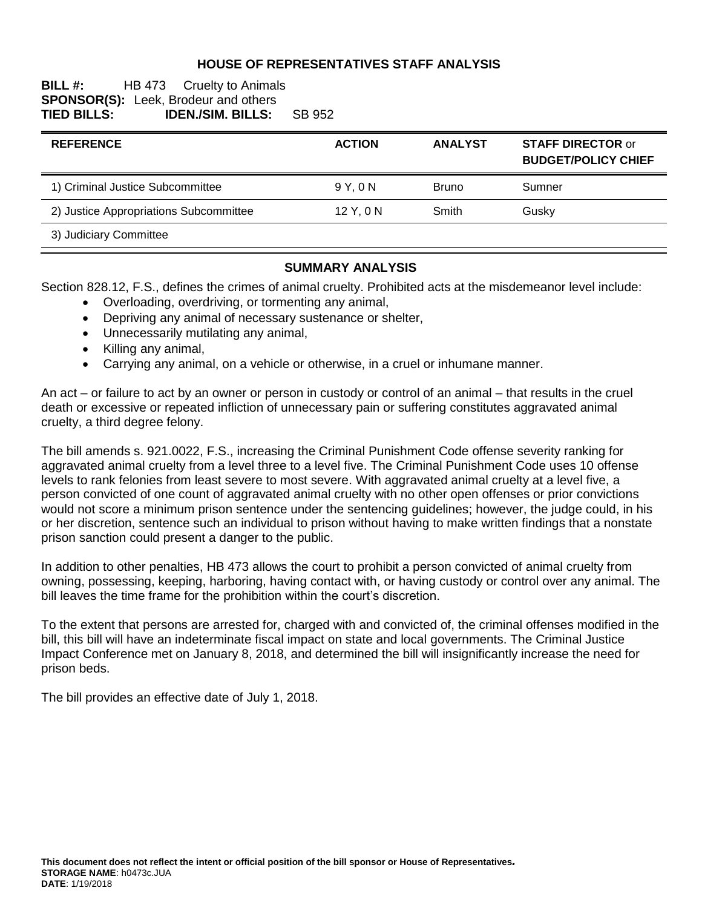# HOUSE OF REPRESENTATIVES STAFF ANALYSIS

**BILL #:** HB 473 Cruelty to Animals
**SPONSOR(S):** Leek, Brodeur and others
**TIED BILLS:** **IDEN./SIM. BILLS:** SB 952

| REFERENCE | ACTION | ANALYST | STAFF DIRECTOR or BUDGET/POLICY CHIEF |
|---|---|---|---|
| 1) Criminal Justice Subcommittee | 9 Y, 0 N | Bruno | Sumner |
| 2) Justice Appropriations Subcommittee | 12 Y, 0 N | Smith | Gusky |
| 3) Judiciary Committee | | | |

## SUMMARY ANALYSIS

Section 828.12, F.S., defines the crimes of animal cruelty. Prohibited acts at the misdemeanor level include:

- Overloading, overdriving, or tormenting any animal,
- Depriving any animal of necessary sustenance or shelter,
- Unnecessarily mutilating any animal,
- Killing any animal,
- Carrying any animal, on a vehicle or otherwise, in a cruel or inhumane manner.

An act – or failure to act by an owner or person in custody or control of an animal – that results in the cruel death or excessive or repeated infliction of unnecessary pain or suffering constitutes aggravated animal cruelty, a third degree felony.

The bill amends s. 921.0022, F.S., increasing the Criminal Punishment Code offense severity ranking for aggravated animal cruelty from a level three to a level five. The Criminal Punishment Code uses 10 offense levels to rank felonies from least severe to most severe. With aggravated animal cruelty at a level five, a person convicted of one count of aggravated animal cruelty with no other open offenses or prior convictions would not score a minimum prison sentence under the sentencing guidelines; however, the judge could, in his or her discretion, sentence such an individual to prison without having to make written findings that a nonstate prison sanction could present a danger to the public.

In addition to other penalties, HB 473 allows the court to prohibit a person convicted of animal cruelty from owning, possessing, keeping, harboring, having contact with, or having custody or control over any animal. The bill leaves the time frame for the prohibition within the court's discretion.

To the extent that persons are arrested for, charged with and convicted of, the criminal offenses modified in the bill, this bill will have an indeterminate fiscal impact on state and local governments. The Criminal Justice Impact Conference met on January 8, 2018, and determined the bill will insignificantly increase the need for prison beds.

The bill provides an effective date of July 1, 2018.

**This document does not reflect the intent or official position of the bill sponsor or House of Representatives.**
**STORAGE NAME**: h0473c.JUA
**DATE**: 1/19/2018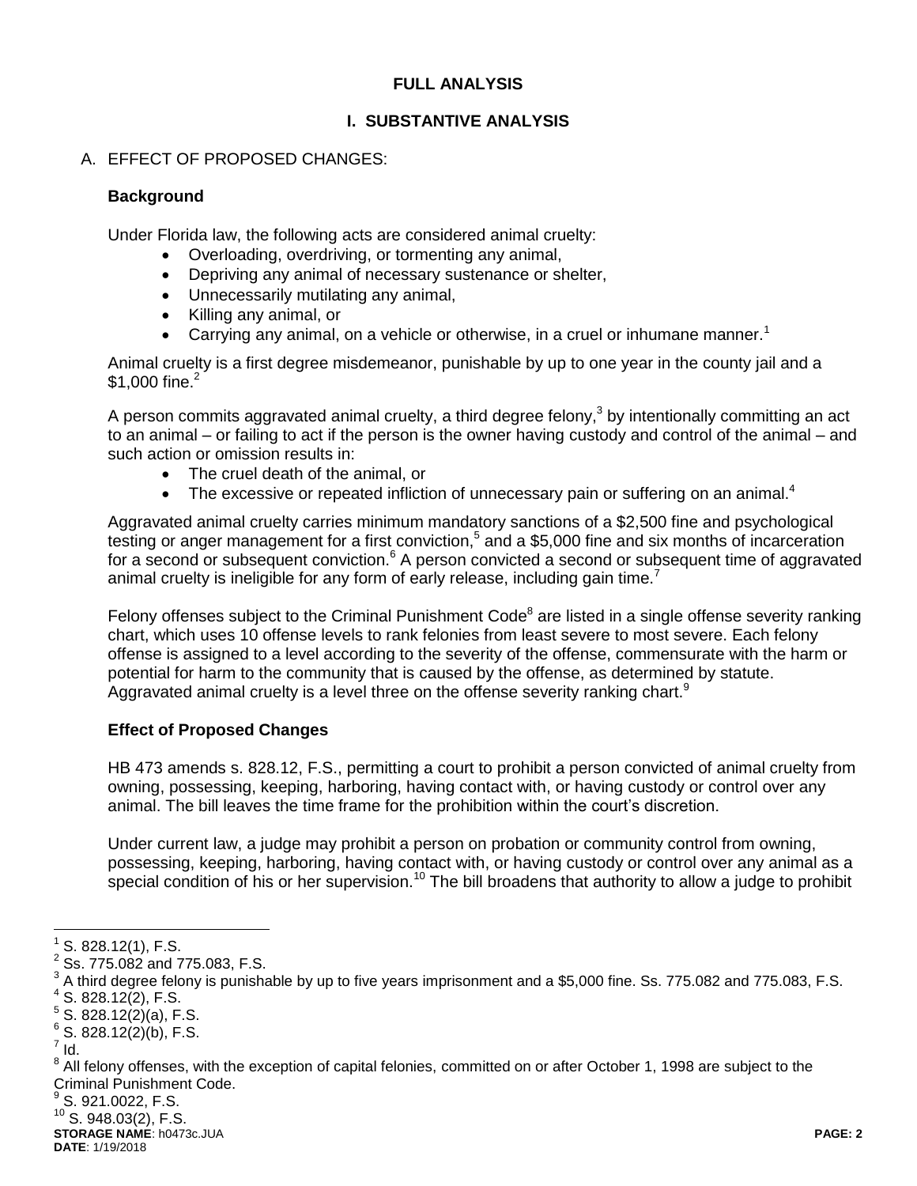**FULL ANALYSIS**

## I. SUBSTANTIVE ANALYSIS

A. EFFECT OF PROPOSED CHANGES:

### Background

Under Florida law, the following acts are considered animal cruelty:

- Overloading, overdriving, or tormenting any animal,
- Depriving any animal of necessary sustenance or shelter,
- Unnecessarily mutilating any animal,
- Killing any animal, or
- Carrying any animal, on a vehicle or otherwise, in a cruel or inhumane manner.[1]

Animal cruelty is a first degree misdemeanor, punishable by up to one year in the county jail and a $1,000 fine.[2]

A person commits aggravated animal cruelty, a third degree felony,[3] by intentionally committing an act to an animal – or failing to act if the person is the owner having custody and control of the animal – and such action or omission results in:

- The cruel death of the animal, or
- The excessive or repeated infliction of unnecessary pain or suffering on an animal.[4]

Aggravated animal cruelty carries minimum mandatory sanctions of a $2,500 fine and psychological testing or anger management for a first conviction,[5] and a $5,000 fine and six months of incarceration for a second or subsequent conviction.[6] A person convicted a second or subsequent time of aggravated animal cruelty is ineligible for any form of early release, including gain time.[7]

Felony offenses subject to the Criminal Punishment Code[8] are listed in a single offense severity ranking chart, which uses 10 offense levels to rank felonies from least severe to most severe. Each felony offense is assigned to a level according to the severity of the offense, commensurate with the harm or potential for harm to the community that is caused by the offense, as determined by statute. Aggravated animal cruelty is a level three on the offense severity ranking chart.[9]

### Effect of Proposed Changes

HB 473 amends s. 828.12, F.S., permitting a court to prohibit a person convicted of animal cruelty from owning, possessing, keeping, harboring, having contact with, or having custody or control over any animal. The bill leaves the time frame for the prohibition within the court's discretion.

Under current law, a judge may prohibit a person on probation or community control from owning, possessing, keeping, harboring, having contact with, or having custody or control over any animal as a special condition of his or her supervision.[10] The bill broadens that authority to allow a judge to prohibit

---

[1] S. 828.12(1), F.S.
[2] Ss. 775.082 and 775.083, F.S.
[3] A third degree felony is punishable by up to five years imprisonment and a $5,000 fine. Ss. 775.082 and 775.083, F.S.
[4] S. 828.12(2), F.S.
[5] S. 828.12(2)(a), F.S.
[6] S. 828.12(2)(b), F.S.
[7] Id.
[8] All felony offenses, with the exception of capital felonies, committed on or after October 1, 1998 are subject to the Criminal Punishment Code.
[9] S. 921.0022, F.S.
[10] S. 948.03(2), F.S.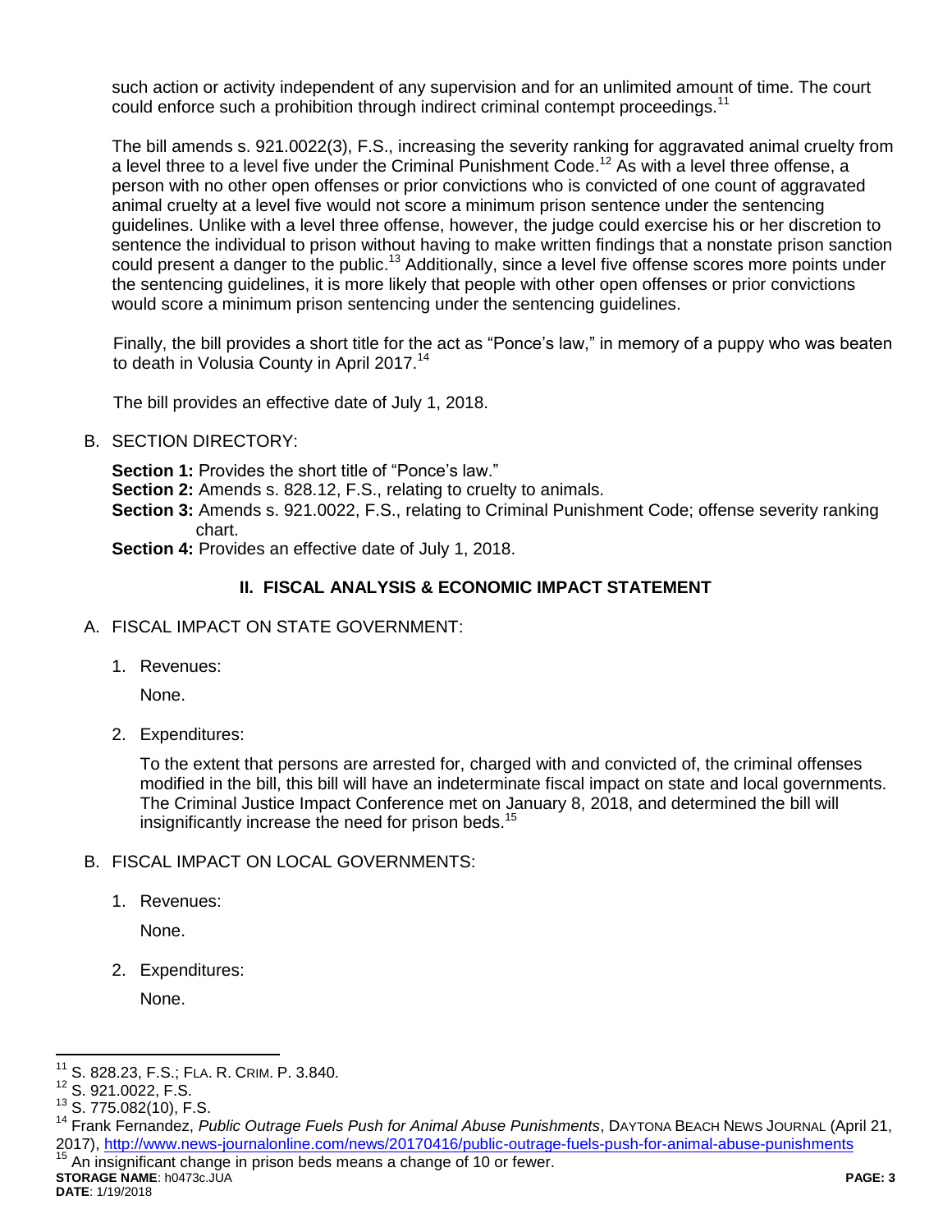such action or activity independent of any supervision and for an unlimited amount of time. The court could enforce such a prohibition through indirect criminal contempt proceedings.[11]

The bill amends s. 921.0022(3), F.S., increasing the severity ranking for aggravated animal cruelty from a level three to a level five under the Criminal Punishment Code.[12] As with a level three offense, a person with no other open offenses or prior convictions who is convicted of one count of aggravated animal cruelty at a level five would not score a minimum prison sentence under the sentencing guidelines. Unlike with a level three offense, however, the judge could exercise his or her discretion to sentence the individual to prison without having to make written findings that a nonstate prison sanction could present a danger to the public.[13] Additionally, since a level five offense scores more points under the sentencing guidelines, it is more likely that people with other open offenses or prior convictions would score a minimum prison sentencing under the sentencing guidelines.

Finally, the bill provides a short title for the act as "Ponce's law," in memory of a puppy who was beaten to death in Volusia County in April 2017.[14]

The bill provides an effective date of July 1, 2018.

B. SECTION DIRECTORY:

**Section 1:** Provides the short title of "Ponce's law."
**Section 2:** Amends s. 828.12, F.S., relating to cruelty to animals.
**Section 3:** Amends s. 921.0022, F.S., relating to Criminal Punishment Code; offense severity ranking chart.
**Section 4:** Provides an effective date of July 1, 2018.

## II. FISCAL ANALYSIS & ECONOMIC IMPACT STATEMENT

A. FISCAL IMPACT ON STATE GOVERNMENT:

1. Revenues:

   None.

2. Expenditures:

   To the extent that persons are arrested for, charged with and convicted of, the criminal offenses modified in the bill, this bill will have an indeterminate fiscal impact on state and local governments. The Criminal Justice Impact Conference met on January 8, 2018, and determined the bill will insignificantly increase the need for prison beds.[15]

B. FISCAL IMPACT ON LOCAL GOVERNMENTS:

1. Revenues:

   None.

2. Expenditures:

   None.

---

[11] S. 828.23, F.S.; FLA. R. CRIM. P. 3.840.
[12] S. 921.0022, F.S.
[13] S. 775.082(10), F.S.
[14] Frank Fernandez, *Public Outrage Fuels Push for Animal Abuse Punishments*, DAYTONA BEACH NEWS JOURNAL (April 21, 2017), http://www.news-journalonline.com/news/20170416/public-outrage-fuels-push-for-animal-abuse-punishments
[15] An insignificant change in prison beds means a change of 10 or fewer.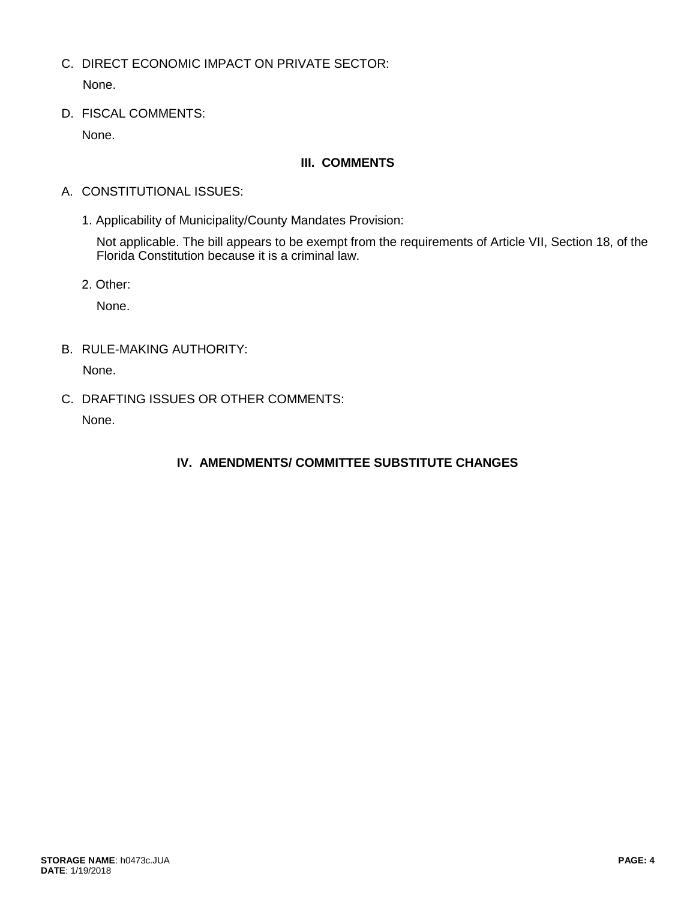C. DIRECT ECONOMIC IMPACT ON PRIVATE SECTOR:

None.

D. FISCAL COMMENTS:

None.

## III. COMMENTS

A. CONSTITUTIONAL ISSUES:

1. Applicability of Municipality/County Mandates Provision:

Not applicable. The bill appears to be exempt from the requirements of Article VII, Section 18, of the Florida Constitution because it is a criminal law.

2. Other:

None.

B. RULE-MAKING AUTHORITY:

None.

C. DRAFTING ISSUES OR OTHER COMMENTS:

None.

## IV. AMENDMENTS/ COMMITTEE SUBSTITUTE CHANGES